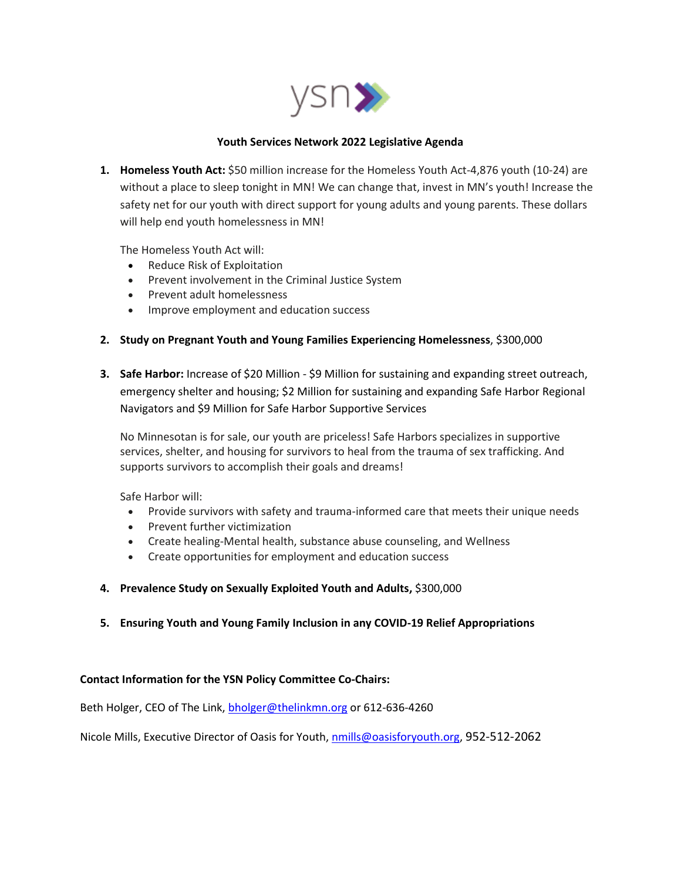ysn

# Youth Services Network 2022 Legislative Agenda

1. **Homeless Youth Act:** $50 million increase for the Homeless Youth Act-4,876 youth (10-24) are without a place to sleep tonight in MN! We can change that, invest in MN's youth! Increase the safety net for our youth with direct support for young adults and young parents. These dollars will help end youth homelessness in MN!

   The Homeless Youth Act will:
   - Reduce Risk of Exploitation
   - Prevent involvement in the Criminal Justice System
   - Prevent adult homelessness
   - Improve employment and education success

2. **Study on Pregnant Youth and Young Families Experiencing Homelessness**, $300,000

3. **Safe Harbor:** Increase of $20 Million - $9 Million for sustaining and expanding street outreach, emergency shelter and housing; $2 Million for sustaining and expanding Safe Harbor Regional Navigators and $9 Million for Safe Harbor Supportive Services

   No Minnesotan is for sale, our youth are priceless! Safe Harbors specializes in supportive services, shelter, and housing for survivors to heal from the trauma of sex trafficking. And supports survivors to accomplish their goals and dreams!

   Safe Harbor will:
   - Provide survivors with safety and trauma-informed care that meets their unique needs
   - Prevent further victimization
   - Create healing-Mental health, substance abuse counseling, and Wellness
   - Create opportunities for employment and education success

4. **Prevalence Study on Sexually Exploited Youth and Adults,** $300,000

5. **Ensuring Youth and Young Family Inclusion in any COVID-19 Relief Appropriations**

**Contact Information for the YSN Policy Committee Co-Chairs:**

Beth Holger, CEO of The Link, bholger@thelinkmn.org or 612-636-4260

Nicole Mills, Executive Director of Oasis for Youth, nmills@oasisforyouth.org, 952-512-2062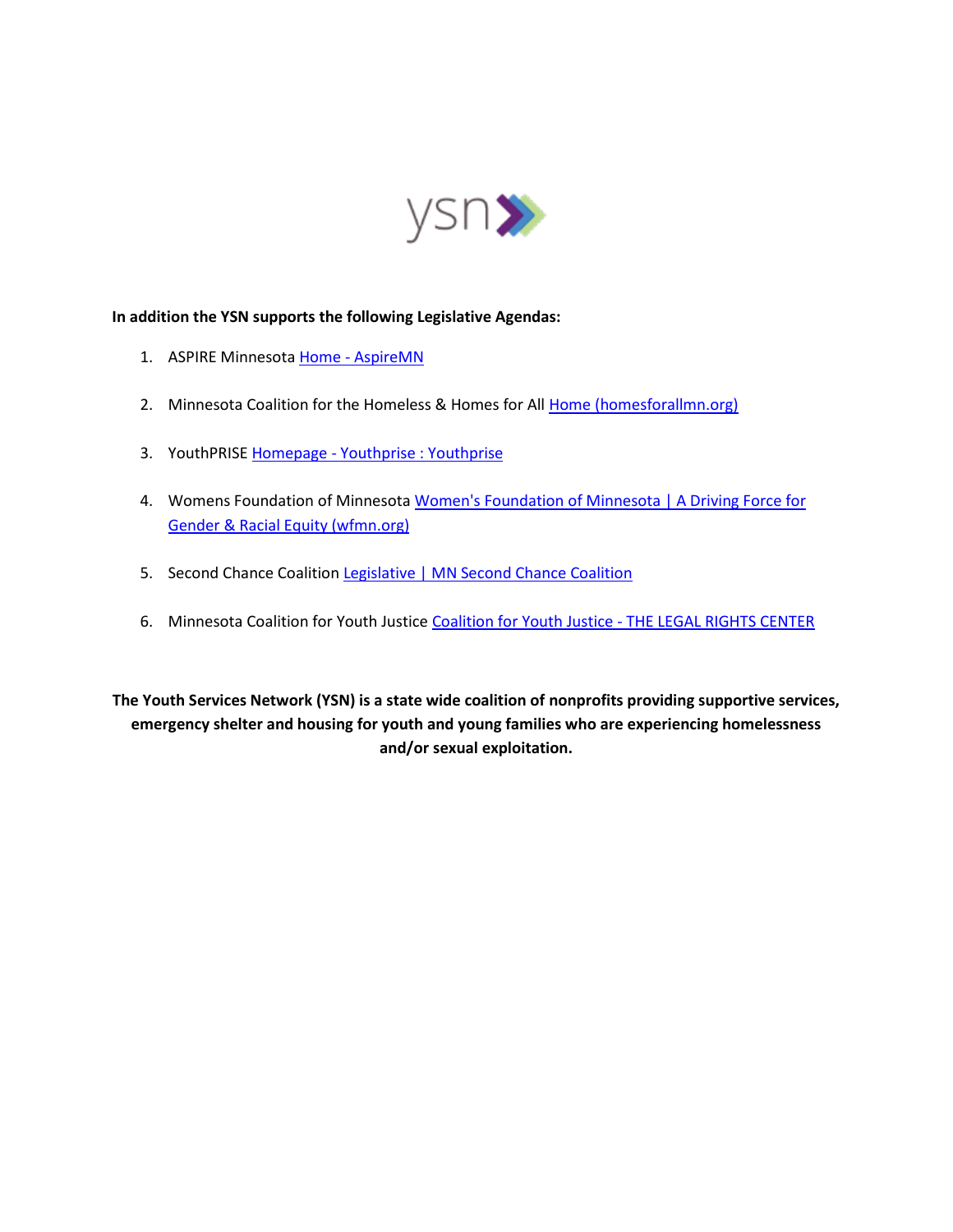**In addition the YSN supports the following Legislative Agendas:**

1. ASPIRE Minnesota Home - AspireMN
2. Minnesota Coalition for the Homeless & Homes for All Home (homesforallmn.org)
3. YouthPRISE Homepage - Youthprise : Youthprise
4. Womens Foundation of Minnesota Women's Foundation of Minnesota | A Driving Force for Gender & Racial Equity (wfmn.org)
5. Second Chance Coalition Legislative | MN Second Chance Coalition
6. Minnesota Coalition for Youth Justice Coalition for Youth Justice - THE LEGAL RIGHTS CENTER

**The Youth Services Network (YSN) is a state wide coalition of nonprofits providing supportive services, emergency shelter and housing for youth and young families who are experiencing homelessness and/or sexual exploitation.**